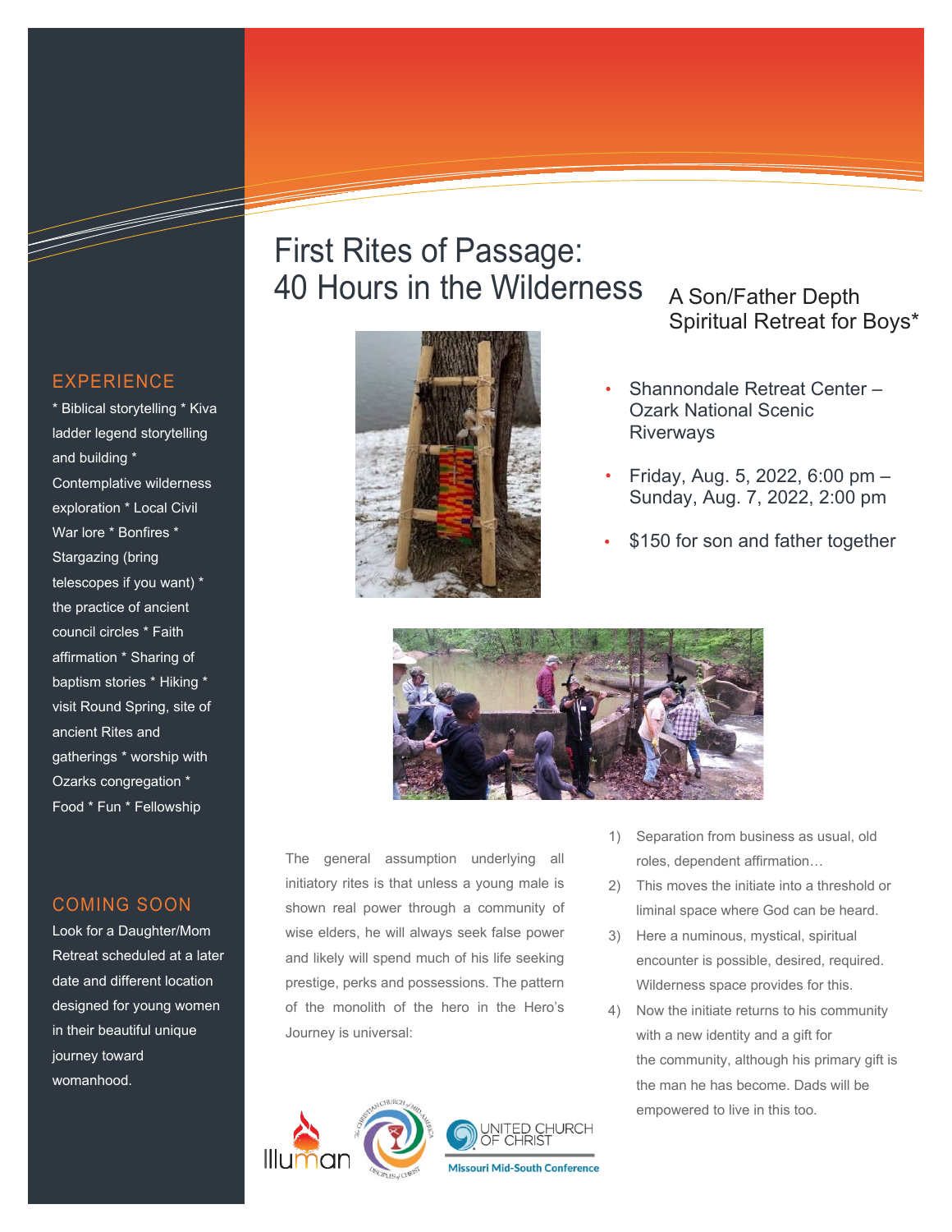# First Rites of Passage: 40 Hours in the Wilderness

## A Son/Father Depth Spiritual Retreat for Boys*

- Shannondale Retreat Center – Ozark National Scenic Riverways
- Friday, Aug. 5, 2022, 6:00 pm – Sunday, Aug. 7, 2022, 2:00 pm
- $150 for son and father together

## EXPERIENCE

* Biblical storytelling * Kiva ladder legend storytelling and building * Contemplative wilderness exploration * Local Civil War lore * Bonfires * Stargazing (bring telescopes if you want) * the practice of ancient council circles * Faith affirmation * Sharing of baptism stories * Hiking * visit Round Spring, site of ancient Rites and gatherings * worship with Ozarks congregation * Food * Fun * Fellowship

## COMING SOON

Look for a Daughter/Mom Retreat scheduled at a later date and different location designed for young women in their beautiful unique journey toward womanhood.

The general assumption underlying all initiatory rites is that unless a young male is shown real power through a community of wise elders, he will always seek false power and likely will spend much of his life seeking prestige, perks and possessions. The pattern of the monolith of the hero in the Hero's Journey is universal:

1) Separation from business as usual, old roles, dependent affirmation…
2) This moves the initiate into a threshold or liminal space where God can be heard.
3) Here a numinous, mystical, spiritual encounter is possible, desired, required. Wilderness space provides for this.
4) Now the initiate returns to his community with a new identity and a gift for the community, although his primary gift is the man he has become. Dads will be empowered to live in this too.

Illuman — The Christian Church of Mid-America, Disciples of Christ — United Church of Christ, Missouri Mid-South Conference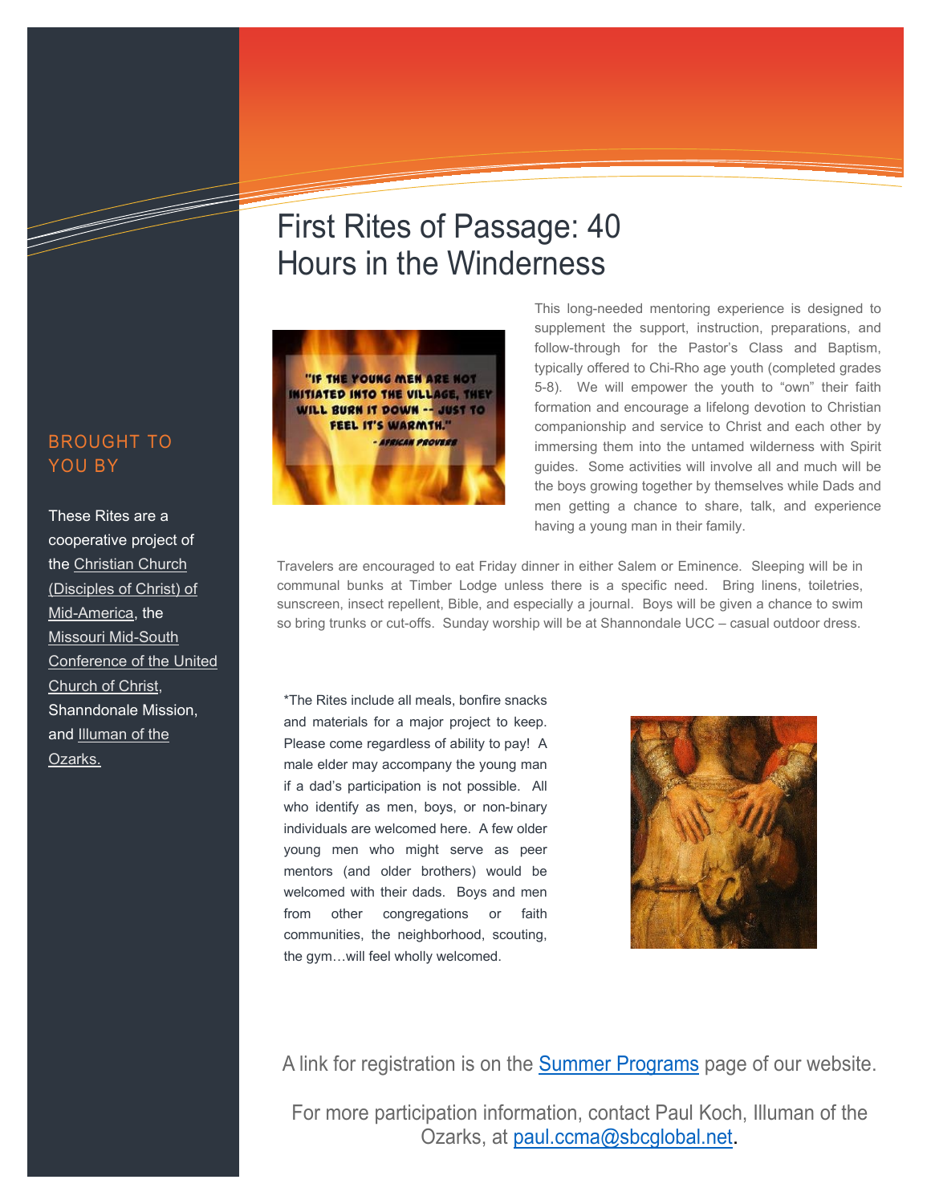# First Rites of Passage: 40 Hours in the Winderness

This long-needed mentoring experience is designed to supplement the support, instruction, preparations, and follow-through for the Pastor's Class and Baptism, typically offered to Chi-Rho age youth (completed grades 5-8). We will empower the youth to "own" their faith formation and encourage a lifelong devotion to Christian companionship and service to Christ and each other by immersing them into the untamed wilderness with Spirit guides. Some activities will involve all and much will be the boys growing together by themselves while Dads and men getting a chance to share, talk, and experience having a young man in their family.

Travelers are encouraged to eat Friday dinner in either Salem or Eminence. Sleeping will be in communal bunks at Timber Lodge unless there is a specific need. Bring linens, toiletries, sunscreen, insect repellent, Bible, and especially a journal. Boys will be given a chance to swim so bring trunks or cut-offs. Sunday worship will be at Shannondale UCC – casual outdoor dress.

*The Rites include all meals, bonfire snacks and materials for a major project to keep. Please come regardless of ability to pay! A male elder may accompany the young man if a dad's participation is not possible. All who identify as men, boys, or non-binary individuals are welcomed here. A few older young men who might serve as peer mentors (and older brothers) would be welcomed with their dads. Boys and men from other congregations or faith communities, the neighborhood, scouting, the gym…will feel wholly welcomed.

A link for registration is on the Summer Programs page of our website.

For more participation information, contact Paul Koch, Illuman of the Ozarks, at paul.ccma@sbcglobal.net.

## BROUGHT TO YOU BY

These Rites are a cooperative project of the Christian Church (Disciples of Christ) of Mid-America, the Missouri Mid-South Conference of the United Church of Christ, Shanndonale Mission, and Illuman of the Ozarks.